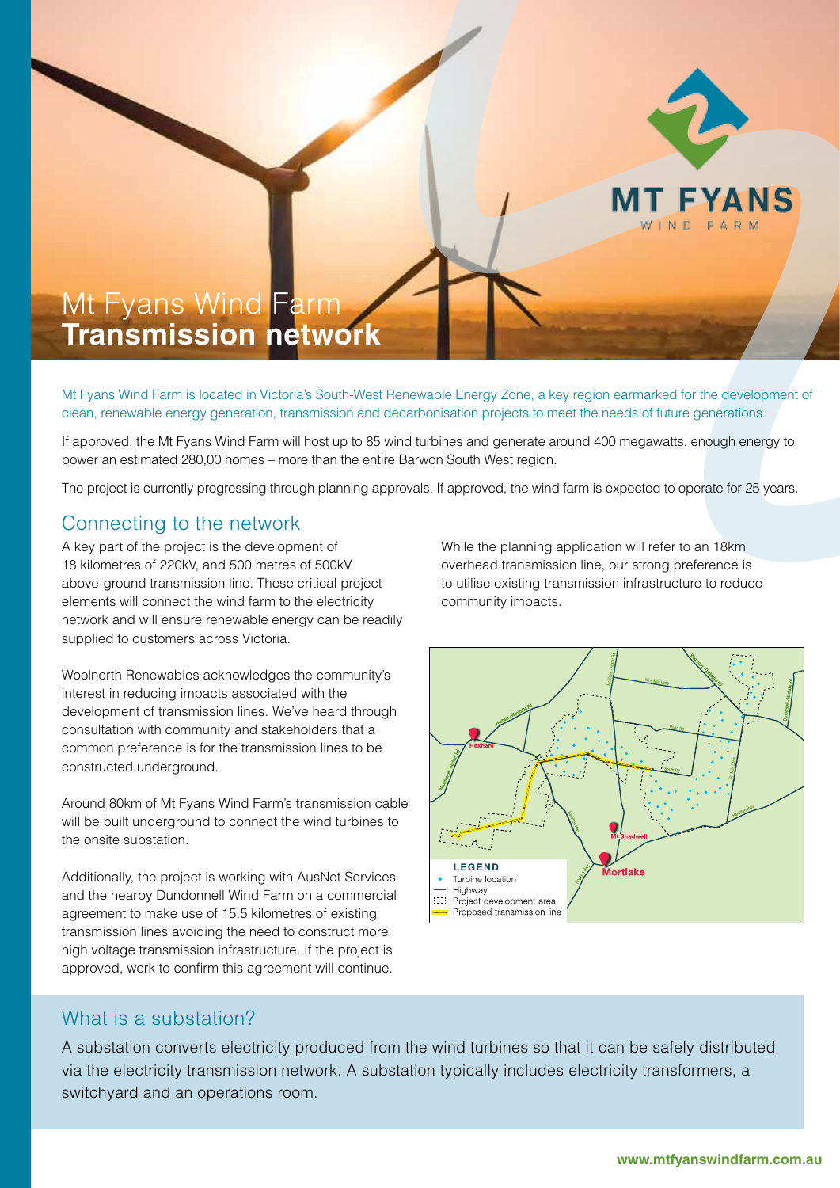# Mt Fyans Wind Farm
# **Transmission network**

Mt Fyans Wind Farm is located in Victoria's South-West Renewable Energy Zone, a key region earmarked for the development of clean, renewable energy generation, transmission and decarbonisation projects to meet the needs of future generations.

If approved, the Mt Fyans Wind Farm will host up to 85 wind turbines and generate around 400 megawatts, enough energy to power an estimated 280,00 homes – more than the entire Barwon South West region.

The project is currently progressing through planning approvals. If approved, the wind farm is expected to operate for 25 years.

## Connecting to the network

A key part of the project is the development of 18 kilometres of 220kV, and 500 metres of 500kV above-ground transmission line. These critical project elements will connect the wind farm to the electricity network and will ensure renewable energy can be readily supplied to customers across Victoria.

Woolnorth Renewables acknowledges the community's interest in reducing impacts associated with the development of transmission lines. We've heard through consultation with community and stakeholders that a common preference is for the transmission lines to be constructed underground.

Around 80km of Mt Fyans Wind Farm's transmission cable will be built underground to connect the wind turbines to the onsite substation.

Additionally, the project is working with AusNet Services and the nearby Dundonnell Wind Farm on a commercial agreement to make use of 15.5 kilometres of existing transmission lines avoiding the need to construct more high voltage transmission infrastructure. If the project is approved, work to confirm this agreement will continue.

While the planning application will refer to an 18km overhead transmission line, our strong preference is to utilise existing transmission infrastructure to reduce community impacts.

**LEGEND**
- Turbine location
- Highway
- Project development area
- Proposed transmission line

## What is a substation?

A substation converts electricity produced from the wind turbines so that it can be safely distributed via the electricity transmission network. A substation typically includes electricity transformers, a switchyard and an operations room.

**www.mtfyanswindfarm.com.au**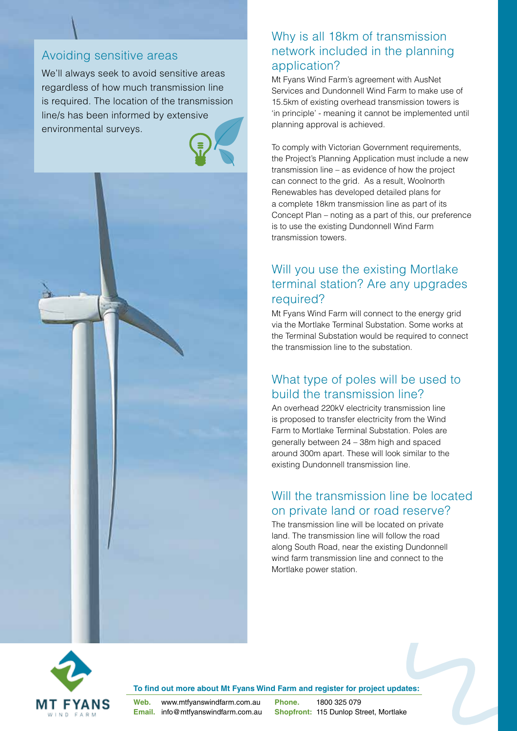## Avoiding sensitive areas

We'll always seek to avoid sensitive areas regardless of how much transmission line is required. The location of the transmission line/s has been informed by extensive environmental surveys.

## Why is all 18km of transmission network included in the planning application?

Mt Fyans Wind Farm's agreement with AusNet Services and Dundonnell Wind Farm to make use of 15.5km of existing overhead transmission towers is 'in principle' - meaning it cannot be implemented until planning approval is achieved.

To comply with Victorian Government requirements, the Project's Planning Application must include a new transmission line – as evidence of how the project can connect to the grid. As a result, Woolnorth Renewables has developed detailed plans for a complete 18km transmission line as part of its Concept Plan – noting as a part of this, our preference is to use the existing Dundonnell Wind Farm transmission towers.

## Will you use the existing Mortlake terminal station? Are any upgrades required?

Mt Fyans Wind Farm will connect to the energy grid via the Mortlake Terminal Substation. Some works at the Terminal Substation would be required to connect the transmission line to the substation.

## What type of poles will be used to build the transmission line?

An overhead 220kV electricity transmission line is proposed to transfer electricity from the Wind Farm to Mortlake Terminal Substation. Poles are generally between 24 – 38m high and spaced around 300m apart. These will look similar to the existing Dundonnell transmission line.

## Will the transmission line be located on private land or road reserve?

The transmission line will be located on private land. The transmission line will follow the road along South Road, near the existing Dundonnell wind farm transmission line and connect to the Mortlake power station.

MT FYANS
WIND FARM

**To find out more about Mt Fyans Wind Farm and register for project updates:**

**Web.** www.mtfyanswindfarm.com.au
**Email.** info@mtfyanswindfarm.com.au
**Phone.** 1800 325 079
**Shopfront:** 115 Dunlop Street, Mortlake